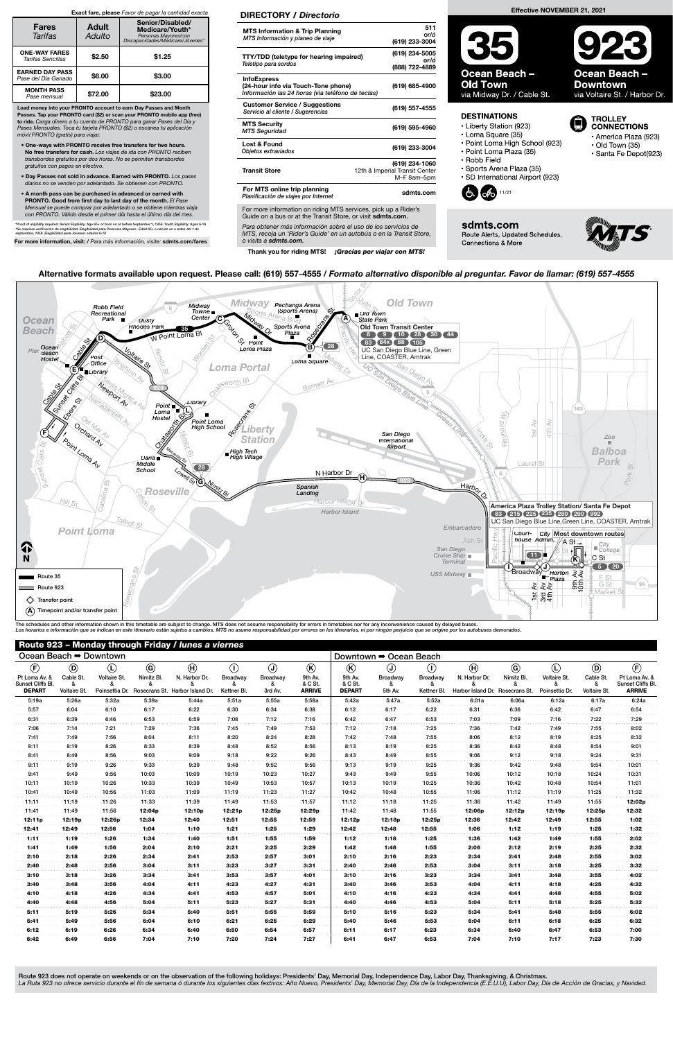Exact fare, please *Favor de pagar la cantidad exacta*

| Fares *Tarifas* | Adult *Adulto* | Senior/Disabled/ Medicare/Youth* *Personas Mayores/con Discapacidades/Medicare/Jóvenes** |
|---|---|---|
| ONE-WAY FARES *Tarifas Sencillas* | $2.50 | $1.25 |
| EARNED DAY PASS *Pase del Día Ganado* | $6.00 | $3.00 |
| MONTH PASS *Pase mensual* | $72.00 | $23.00 |

**Load money into your PRONTO account to earn Day Passes and Month Passes. Tap your PRONTO card ($2) or scan your PRONTO mobile app (free) to ride.** *Carga dinero a tu cuenta de PRONTO para ganar Pases del Día y Pases Mensuales. Toca tu tarjeta PRONTO ($2) o escanea tu aplicación móvil PRONTO (gratis) para viajar.*

- **One-ways with PRONTO receive free transfers for two hours. No free transfers for cash.** *Los viajes de ida con PRONTO reciben transbordes gratuitos por dos horas. No se permiten transbordes gratuitos con pagos en efectivo.*
- **Day Passes not sold in advance. Earned with PRONTO.** *Los pases diarios no se venden por adelantado. Se obtienen con PRONTO.*
- **A month pass can be purchased in advanced or earned with PRONTO. Good from first day to last day of the month.** *El Pase Mensual se puede comprar por adelantado o se obtiene mientras viaja con PRONTO. Válido desde el primer día hasta el último día del mes.*

*Proof of eligibility required. Senior Eligibility: Age 65+ or born on or before September 1, 1959. Youth Eligibility: Ages 6-18
*Se requiere verificación de elegibilidad. Elegibilidad para Personas Mayores: Edad 65+ o nacido en o antes del 1 de septiembre, 1959. Elegibilidad para Jóvenes: edades 6-18

**For more information, visit:** *Para más información, visite:* **sdmts.com/fares**

## DIRECTORY / *Directorio*

| | |
|---|---|
| **MTS Information & Trip Planning** *MTS Información y planeo de viaje* | 511 or/ó (619) 233-3004 |
| **TTY/TDD (teletype for hearing impaired)** *Teletipo para sordos* | (619) 234-5005 or/ó (888) 722-4889 |
| **InfoExpress (24-hour info via Touch-Tone phone)** *Información las 24 horas (via teléfono de teclas)* | (619) 685-4900 |
| **Customer Service / Suggestions** *Servicio al cliente / Sugerencias* | (619) 557-4555 |
| **MTS Security** *MTS Seguridad* | (619) 595-4960 |
| **Lost & Found** *Objetos extraviados* | (619) 233-3004 |
| **Transit Store** | (619) 234-1060 12th & Imperial Transit Center M–F 8am–5pm |
| **For MTS online trip planning** *Planificación de viajes por Internet* | sdmts.com |

For more information on riding MTS services, pick up a Rider's Guide on a bus or at the Transit Store, or visit **sdmts.com.**

*Para obtener más información sobre el uso de los servicios de MTS, recoja un 'Rider's Guide' en un autobús o en la Transit Store, o visita a* ***sdmts.com.***

**Thank you for riding MTS!** ***¡Gracias por viajar con MTS!***

Effective NOVEMBER 21, 2021

# 35 Ocean Beach – Old Town
via Midway Dr. / Cable St.

# 923 Ocean Beach – Downtown
via Voltaire St. / Harbor Dr.

### DESTINATIONS
- Liberty Station (923)
- Loma Square (35)
- Point Loma High School (923)
- Point Loma Plaza (35)
- Robb Field
- Sports Arena Plaza (35)
- SD International Airport (923)

11/21

### TROLLEY CONNECTIONS
- America Plaza (923)
- Old Town (35)
- Santa Fe Depot(923)

**sdmts.com**
Route Alerts, Updated Schedules, Connections & More

**Alternative formats available upon request. Please call: (619) 557-4555 /** ***Formato alternativo disponible al preguntar. Favor de llamar: (619) 557-4555***

Route 35
Route 923
Transfer point
Ⓐ Timepoint and/or transfer point

Old Town Transit Center: 8, 9, 10, 28, 30, 44, 83, 84X, 88, 105 — UC San Diego Blue Line, Green Line, COASTER, Amtrak

America Plaza Trolley Station/ Santa Fe Depot: 83, 215, 225, 235, 280, 290, 992 — UC San Diego Blue Line, Green Line, COASTER, Amtrak

Most downtown routes

The schedules and other information shown in this timetable are subject to change. MTS does not assume responsibility for errors in timetables nor for any inconvenience caused by delayed buses.
*Los horarios e información que se indican en este itinerario están sujetos a cambios. MTS no asume responsabilidad por errores en los itinerarios, ni por ningún perjuicio que se origine por los autobuses demorados.*

## Route 923 – Monday through Friday / *lunes a viernes*

| Ocean Beach ➡ Downtown | | | | | | | | Downtown ➡ Ocean Beach | | | | | | | |
|---|---|---|---|---|---|---|---|---|---|---|---|---|---|---|---|
| Ⓕ Pt Loma Av. & Sunset Cliffs Bl. DEPART | Ⓓ Cable St. & Voltaire St. | Ⓛ Voltaire St. & Poinsettia Dr. | Ⓖ Nimitz Bl. & Rosecrans St. | Ⓗ N. Harbor Dr. & Harbor Island Dr. | Ⓘ Broadway & Kettner Bl. | Ⓙ Broadway & 3rd Av. | Ⓚ 9th Av. & C St. ARRIVE | Ⓚ 9th Av. & C St. DEPART | Ⓙ Broadway & 5th Av. | Ⓘ Broadway & Kettner Bl. | Ⓗ N. Harbor Dr. & Harbor Island Dr. | Ⓖ Nimitz Bl. & Rosecrans St. | Ⓛ Voltaire St. & Poinsettia Dr. | Ⓓ Cable St. & Voltaire St. | Ⓕ Pt Loma Av. & Sunset Cliffs Bl. ARRIVE |
| 5:19a | 5:26a | 5:32a | 5:39a | 5:44a | 5:51a | 5:55a | 5:58a | 5:42a | 5:47a | 5:52a | 6:01a | 6:06a | 6:12a | 6:17a | 6:24a |
| 5:57 | 6:04 | 6:10 | 6:17 | 6:22 | 6:30 | 6:34 | 6:38 | 6:12 | 6:17 | 6:22 | 6:31 | 6:36 | 6:42 | 6:47 | 6:54 |
| 6:31 | 6:39 | 6:46 | 6:53 | 6:59 | 7:08 | 7:12 | 7:16 | 6:42 | 6:47 | 6:53 | 7:03 | 7:09 | 7:16 | 7:22 | 7:29 |
| 7:06 | 7:14 | 7:21 | 7:29 | 7:36 | 7:45 | 7:49 | 7:53 | 7:12 | 7:18 | 7:25 | 7:36 | 7:42 | 7:49 | 7:55 | 8:02 |
| 7:41 | 7:49 | 7:56 | 8:04 | 8:11 | 8:20 | 8:24 | 8:28 | 7:42 | 7:48 | 7:55 | 8:06 | 8:12 | 8:19 | 8:25 | 8:32 |
| 8:11 | 8:19 | 8:26 | 8:33 | 8:39 | 8:48 | 8:52 | 8:56 | 8:13 | 8:19 | 8:25 | 8:36 | 8:42 | 8:48 | 8:54 | 9:01 |
| 8:41 | 8:49 | 8:56 | 9:03 | 9:09 | 9:18 | 9:22 | 9:26 | 8:43 | 8:49 | 8:55 | 9:06 | 9:12 | 9:18 | 9:24 | 9:31 |
| 9:11 | 9:19 | 9:26 | 9:33 | 9:39 | 9:48 | 9:52 | 9:56 | 9:13 | 9:19 | 9:25 | 9:36 | 9:42 | 9:48 | 9:54 | 10:01 |
| 9:41 | 9:49 | 9:56 | 10:03 | 10:09 | 10:19 | 10:23 | 10:27 | 9:43 | 9:49 | 9:55 | 10:06 | 10:12 | 10:18 | 10:24 | 10:31 |
| 10:11 | 10:19 | 10:26 | 10:33 | 10:39 | 10:49 | 10:53 | 10:57 | 10:13 | 10:19 | 10:25 | 10:36 | 10:42 | 10:48 | 10:54 | 11:01 |
| 10:41 | 10:49 | 10:56 | 11:03 | 11:09 | 11:19 | 11:23 | 11:27 | 10:42 | 10:48 | 10:55 | 11:06 | 11:12 | 11:19 | 11:25 | 11:32 |
| 11:11 | 11:19 | 11:26 | 11:33 | 11:39 | 11:49 | 11:53 | 11:57 | 11:12 | 11:18 | 11:25 | 11:36 | 11:42 | 11:49 | 11:55 | 12:02p |
| 11:41 | 11:49 | 11:56 | 12:04p | 12:10p | 12:21p | 12:25p | 12:29p | 11:42 | 11:48 | 11:55 | 12:06p | 12:12p | 12:19p | 12:25p | 12:32 |
| 12:11p | 12:19p | 12:26p | 12:34 | 12:40 | 12:51 | 12:55 | 12:59 | 12:12p | 12:18p | 12:25p | 12:36 | 12:42 | 12:49 | 12:55 | 1:02 |
| 12:41 | 12:49 | 12:56 | 1:04 | 1:10 | 1:21 | 1:25 | 1:29 | 12:42 | 12:48 | 12:55 | 1:06 | 1:12 | 1:19 | 1:25 | 1:32 |
| 1:11 | 1:19 | 1:26 | 1:34 | 1:40 | 1:51 | 1:55 | 1:59 | 1:12 | 1:18 | 1:25 | 1:36 | 1:42 | 1:49 | 1:55 | 2:02 |
| 1:41 | 1:49 | 1:56 | 2:04 | 2:10 | 2:21 | 2:25 | 2:29 | 1:42 | 1:48 | 1:55 | 2:06 | 2:12 | 2:19 | 2:25 | 2:32 |
| 2:10 | 2:18 | 2:26 | 2:34 | 2:41 | 2:53 | 2:57 | 3:01 | 2:10 | 2:16 | 2:23 | 2:34 | 2:41 | 2:48 | 2:55 | 3:02 |
| 2:40 | 2:48 | 2:56 | 3:04 | 3:11 | 3:23 | 3:27 | 3:31 | 2:40 | 2:46 | 2:53 | 3:04 | 3:11 | 3:18 | 3:25 | 3:32 |
| 3:10 | 3:18 | 3:26 | 3:34 | 3:41 | 3:53 | 3:57 | 4:01 | 3:10 | 3:16 | 3:23 | 3:34 | 3:41 | 3:48 | 3:55 | 4:02 |
| 3:40 | 3:48 | 3:56 | 4:04 | 4:11 | 4:23 | 4:27 | 4:31 | 3:40 | 3:46 | 3:53 | 4:04 | 4:11 | 4:18 | 4:25 | 4:32 |
| 4:10 | 4:18 | 4:26 | 4:34 | 4:41 | 4:53 | 4:57 | 5:01 | 4:10 | 4:16 | 4:23 | 4:34 | 4:41 | 4:48 | 4:55 | 5:02 |
| 4:40 | 4:48 | 4:56 | 5:04 | 5:11 | 5:23 | 5:27 | 5:31 | 4:40 | 4:46 | 4:53 | 5:04 | 5:11 | 5:18 | 5:25 | 5:32 |
| 5:11 | 5:19 | 5:26 | 5:34 | 5:40 | 5:51 | 5:55 | 5:59 | 5:10 | 5:16 | 5:23 | 5:34 | 5:41 | 5:48 | 5:55 | 6:02 |
| 5:41 | 5:49 | 5:56 | 6:04 | 6:10 | 6:21 | 6:25 | 6:29 | 5:40 | 5:46 | 5:53 | 6:04 | 6:11 | 6:18 | 6:25 | 6:32 |
| 6:12 | 6:19 | 6:26 | 6:34 | 6:40 | 6:50 | 6:54 | 6:57 | 6:11 | 6:17 | 6:23 | 6:34 | 6:40 | 6:47 | 6:53 | 7:00 |
| 6:42 | 6:49 | 6:56 | 7:04 | 7:10 | 7:20 | 7:24 | 7:27 | 6:41 | 6:47 | 6:53 | 7:04 | 7:10 | 7:17 | 7:23 | 7:30 |

Route 923 does not operate on weekends or on the observation of the following holidays: Presidents' Day, Memorial Day, Independence Day, Labor Day, Thanksgiving, & Christmas.
*La Ruta 923 no ofrece servicio durante el fín de semana ó durante los siguientes días festivos: Año Nuevo, Presidents' Day, Memorial Day, Día de la Independencia (E.E.U.U), Labor Day, Día de Acción de Gracias, y Navidad.*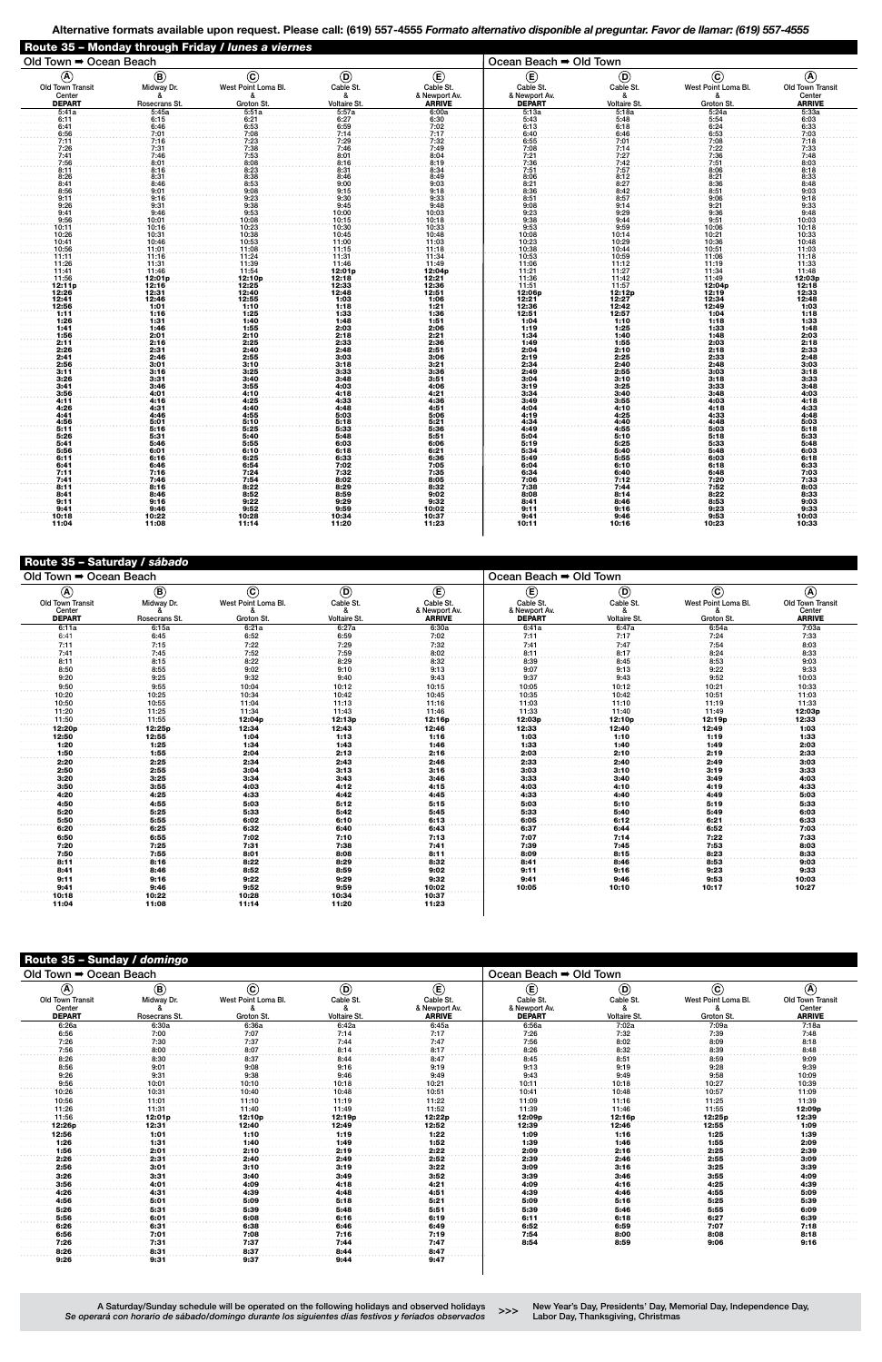**Alternative formats available upon request. Please call: (619) 557-4555** ***Formato alternativo disponible al preguntar. Favor de llamar: (619) 557-4555***

## Route 35 – Monday through Friday / *lunes a viernes*

| Old Town ➡ Ocean Beach | | | | | Ocean Beach ➡ Old Town | | | |
|---|---|---|---|---|---|---|---|---|
| Ⓐ Old Town Transit Center **DEPART** | Ⓑ Midway Dr. & Rosecrans St. | Ⓒ West Point Loma Bl. & Groton St. | Ⓓ Cable St. & Voltaire St. | Ⓔ Cable St. & Newport Av. **ARRIVE** | Ⓔ Cable St. & Newport Av. **DEPART** | Ⓓ Cable St. & Voltaire St. | Ⓒ West Point Loma Bl. & Groton St. | Ⓐ Old Town Transit Center **ARRIVE** |
| 5:41a | 5:45a | 5:51a | 5:57a | 6:00a | 5:13a | 5:18a | 5:24a | 5:33a |
| 6:11 | 6:15 | 6:21 | 6:27 | 6:30 | 5:43 | 5:48 | 5:54 | 6:03 |
| 6:41 | 6:46 | 6:53 | 6:59 | 7:02 | 6:13 | 6:18 | 6:24 | 6:33 |
| 6:56 | 7:01 | 7:08 | 7:14 | 7:17 | 6:40 | 6:46 | 6:53 | 7:03 |
| 7:11 | 7:16 | 7:23 | 7:29 | 7:32 | 6:55 | 7:01 | 7:08 | 7:18 |
| 7:26 | 7:31 | 7:38 | 7:46 | 7:49 | 7:08 | 7:14 | 7:22 | 7:33 |
| 7:41 | 7:46 | 7:53 | 8:01 | 8:04 | 7:21 | 7:27 | 7:36 | 7:48 |
| 7:56 | 8:01 | 8:08 | 8:16 | 8:19 | 7:36 | 7:42 | 7:51 | 8:03 |
| 8:11 | 8:16 | 8:23 | 8:31 | 8:34 | 7:51 | 7:57 | 8:06 | 8:18 |
| 8:26 | 8:31 | 8:38 | 8:46 | 8:49 | 8:06 | 8:12 | 8:21 | 8:33 |
| 8:41 | 8:46 | 8:53 | 9:00 | 9:03 | 8:21 | 8:27 | 8:36 | 8:48 |
| 8:56 | 9:01 | 9:08 | 9:15 | 9:18 | 8:36 | 8:42 | 8:51 | 9:03 |
| 9:11 | 9:16 | 9:23 | 9:30 | 9:33 | 8:51 | 8:57 | 9:06 | 9:18 |
| 9:26 | 9:31 | 9:38 | 9:45 | 9:48 | 9:08 | 9:14 | 9:21 | 9:33 |
| 9:41 | 9:46 | 9:53 | 10:00 | 10:03 | 9:23 | 9:29 | 9:36 | 9:48 |
| 9:56 | 10:01 | 10:08 | 10:15 | 10:18 | 9:38 | 9:44 | 9:51 | 10:03 |
| 10:11 | 10:16 | 10:23 | 10:30 | 10:33 | 9:53 | 9:59 | 10:06 | 10:18 |
| 10:26 | 10:31 | 10:38 | 10:45 | 10:48 | 10:08 | 10:14 | 10:21 | 10:33 |
| 10:41 | 10:46 | 10:53 | 11:00 | 11:03 | 10:23 | 10:29 | 10:36 | 10:48 |
| 10:56 | 11:01 | 11:08 | 11:15 | 11:18 | 10:38 | 10:44 | 10:51 | 11:03 |
| 11:11 | 11:16 | 11:24 | 11:31 | 11:34 | 10:53 | 10:59 | 11:06 | 11:18 |
| 11:26 | 11:31 | 11:39 | 11:46 | 11:49 | 11:06 | 11:12 | 11:19 | 11:33 |
| 11:41 | 11:46 | 11:54 | **12:01p** | **12:04p** | 11:21 | 11:27 | 11:34 | 11:48 |
| 11:56 | **12:01p** | **12:10p** | **12:18** | **12:21** | 11:36 | 11:42 | 11:49 | **12:03p** |
| **12:11p** | **12:16** | **12:25** | **12:33** | **12:36** | 11:51 | 11:57 | **12:04p** | **12:18** |
| **12:26** | **12:31** | **12:40** | **12:48** | **12:51** | **12:06p** | **12:12p** | **12:19** | **12:33** |
| **12:41** | **12:46** | **12:55** | **1:03** | **1:06** | **12:21** | **12:27** | **12:34** | **12:48** |
| **12:56** | **1:01** | **1:10** | **1:18** | **1:21** | **12:36** | **12:42** | **12:49** | **1:03** |
| **1:11** | **1:16** | **1:25** | **1:33** | **1:36** | **12:51** | **12:57** | **1:04** | **1:18** |
| **1:26** | **1:31** | **1:40** | **1:48** | **1:51** | **1:04** | **1:10** | **1:18** | **1:33** |
| **1:41** | **1:46** | **1:55** | **2:03** | **2:06** | **1:19** | **1:25** | **1:33** | **1:48** |
| **1:56** | **2:01** | **2:10** | **2:18** | **2:21** | **1:34** | **1:40** | **1:48** | **2:03** |
| **2:11** | **2:16** | **2:25** | **2:33** | **2:36** | **1:49** | **1:55** | **2:03** | **2:18** |
| **2:26** | **2:31** | **2:40** | **2:48** | **2:51** | **2:04** | **2:10** | **2:18** | **2:33** |
| **2:41** | **2:46** | **2:55** | **3:03** | **3:06** | **2:19** | **2:25** | **2:33** | **2:48** |
| **2:56** | **3:01** | **3:10** | **3:18** | **3:21** | **2:34** | **2:40** | **2:48** | **3:03** |
| **3:11** | **3:16** | **3:25** | **3:33** | **3:36** | **2:49** | **2:55** | **3:03** | **3:18** |
| **3:26** | **3:31** | **3:40** | **3:48** | **3:51** | **3:04** | **3:10** | **3:18** | **3:33** |
| **3:41** | **3:46** | **3:55** | **4:03** | **4:06** | **3:19** | **3:25** | **3:33** | **3:48** |
| **3:56** | **4:01** | **4:10** | **4:18** | **4:21** | **3:34** | **3:40** | **3:48** | **4:03** |
| **4:11** | **4:16** | **4:25** | **4:33** | **4:36** | **3:49** | **3:55** | **4:03** | **4:18** |
| **4:26** | **4:31** | **4:40** | **4:48** | **4:51** | **4:04** | **4:10** | **4:18** | **4:33** |
| **4:41** | **4:46** | **4:55** | **5:03** | **5:06** | **4:19** | **4:25** | **4:33** | **4:48** |
| **4:56** | **5:01** | **5:10** | **5:18** | **5:21** | **4:34** | **4:40** | **4:48** | **5:03** |
| **5:11** | **5:16** | **5:25** | **5:33** | **5:36** | **4:49** | **4:55** | **5:03** | **5:18** |
| **5:26** | **5:31** | **5:40** | **5:48** | **5:51** | **5:04** | **5:10** | **5:18** | **5:33** |
| **5:41** | **5:46** | **5:55** | **6:03** | **6:06** | **5:19** | **5:25** | **5:33** | **5:48** |
| **5:56** | **6:01** | **6:10** | **6:18** | **6:21** | **5:34** | **5:40** | **5:48** | **6:03** |
| **6:11** | **6:16** | **6:25** | **6:33** | **6:36** | **5:49** | **5:55** | **6:03** | **6:18** |
| **6:41** | **6:46** | **6:54** | **7:02** | **7:05** | **6:04** | **6:10** | **6:18** | **6:33** |
| **7:11** | **7:16** | **7:24** | **7:32** | **7:35** | **6:34** | **6:40** | **6:48** | **7:03** |
| **7:41** | **7:46** | **7:54** | **8:02** | **8:05** | **7:06** | **7:12** | **7:20** | **7:33** |
| **8:11** | **8:16** | **8:22** | **8:29** | **8:32** | **7:38** | **7:44** | **7:52** | **8:03** |
| **8:41** | **8:46** | **8:52** | **8:59** | **9:02** | **8:08** | **8:14** | **8:22** | **8:33** |
| **9:11** | **9:16** | **9:22** | **9:29** | **9:32** | **8:41** | **8:46** | **8:53** | **9:03** |
| **9:41** | **9:46** | **9:52** | **9:59** | **10:02** | **9:11** | **9:16** | **9:23** | **9:33** |
| **10:18** | **10:22** | **10:28** | **10:34** | **10:37** | **9:41** | **9:46** | **9:53** | **10:03** |
| **11:04** | **11:08** | **11:14** | **11:20** | **11:23** | **10:11** | **10:16** | **10:23** | **10:33** |

## Route 35 – Saturday / *sábado*

| Old Town ➡ Ocean Beach | | | | | Ocean Beach ➡ Old Town | | | |
|---|---|---|---|---|---|---|---|---|
| Ⓐ Old Town Transit Center **DEPART** | Ⓑ Midway Dr. & Rosecrans St. | Ⓒ West Point Loma Bl. & Groton St. | Ⓓ Cable St. & Voltaire St. | Ⓔ Cable St. & Newport Av. **ARRIVE** | Ⓔ Cable St. & Newport Av. **DEPART** | Ⓓ Cable St. & Voltaire St. | Ⓒ West Point Loma Bl. & Groton St. | Ⓐ Old Town Transit Center **ARRIVE** |
| 6:11a | 6:15a | 6:21a | 6:27a | 6:30a | 6:41a | 6:47a | 6:54a | 7:03a |
| 6:41 | 6:45 | 6:52 | 6:59 | 7:02 | 7:11 | 7:17 | 7:24 | 7:33 |
| 7:11 | 7:15 | 7:22 | 7:29 | 7:32 | 7:41 | 7:47 | 7:54 | 8:03 |
| 7:41 | 7:45 | 7:52 | 7:59 | 8:02 | 8:11 | 8:17 | 8:24 | 8:33 |
| 8:11 | 8:15 | 8:22 | 8:29 | 8:32 | 8:39 | 8:45 | 8:53 | 9:03 |
| 8:50 | 8:55 | 9:02 | 9:10 | 9:13 | 9:07 | 9:13 | 9:22 | 9:33 |
| 9:20 | 9:25 | 9:32 | 9:40 | 9:43 | 9:37 | 9:43 | 9:52 | 10:03 |
| 9:50 | 9:55 | 10:04 | 10:12 | 10:15 | 10:05 | 10:12 | 10:21 | 10:33 |
| 10:20 | 10:25 | 10:34 | 10:42 | 10:45 | 10:35 | 10:42 | 10:51 | 11:03 |
| 10:50 | 10:55 | 11:04 | 11:13 | 11:16 | 11:03 | 11:10 | 11:19 | 11:33 |
| 11:20 | 11:25 | 11:34 | 11:43 | 11:46 | 11:33 | 11:40 | 11:49 | **12:03p** |
| 11:50 | 11:55 | **12:04p** | **12:13p** | **12:16p** | **12:03p** | **12:10p** | **12:19p** | **12:33** |
| **12:20p** | **12:25p** | **12:34** | **12:43** | **12:46** | **12:33** | **12:40** | **12:49** | **1:03** |
| **12:50** | **12:55** | **1:04** | **1:13** | **1:16** | **1:03** | **1:10** | **1:19** | **1:33** |
| **1:20** | **1:25** | **1:34** | **1:43** | **1:46** | **1:33** | **1:40** | **1:49** | **2:03** |
| **1:50** | **1:55** | **2:04** | **2:13** | **2:16** | **2:03** | **2:10** | **2:19** | **2:33** |
| **2:20** | **2:25** | **2:34** | **2:43** | **2:46** | **2:33** | **2:40** | **2:49** | **3:03** |
| **2:50** | **2:55** | **3:04** | **3:13** | **3:16** | **3:03** | **3:10** | **3:19** | **3:33** |
| **3:20** | **3:25** | **3:34** | **3:43** | **3:46** | **3:33** | **3:40** | **3:49** | **4:03** |
| **3:50** | **3:55** | **4:03** | **4:12** | **4:15** | **4:03** | **4:10** | **4:19** | **4:33** |
| **4:20** | **4:25** | **4:33** | **4:42** | **4:45** | **4:33** | **4:40** | **4:49** | **5:03** |
| **4:50** | **4:55** | **5:03** | **5:12** | **5:15** | **5:03** | **5:10** | **5:19** | **5:33** |
| **5:20** | **5:25** | **5:33** | **5:42** | **5:45** | **5:33** | **5:40** | **5:49** | **6:03** |
| **5:50** | **5:55** | **6:02** | **6:10** | **6:13** | **6:05** | **6:12** | **6:21** | **6:33** |
| **6:20** | **6:25** | **6:32** | **6:40** | **6:43** | **6:37** | **6:44** | **6:52** | **7:03** |
| **6:50** | **6:55** | **7:02** | **7:10** | **7:13** | **7:07** | **7:14** | **7:22** | **7:33** |
| **7:20** | **7:25** | **7:31** | **7:38** | **7:41** | **7:39** | **7:45** | **7:53** | **8:03** |
| **7:50** | **7:55** | **8:01** | **8:08** | **8:11** | **8:09** | **8:15** | **8:23** | **8:33** |
| **8:11** | **8:16** | **8:22** | **8:29** | **8:32** | **8:41** | **8:46** | **8:53** | **9:03** |
| **8:41** | **8:46** | **8:52** | **8:59** | **9:02** | **9:11** | **9:16** | **9:23** | **9:33** |
| **9:11** | **9:16** | **9:22** | **9:29** | **9:32** | **9:41** | **9:46** | **9:53** | **10:03** |
| **9:41** | **9:46** | **9:52** | **9:59** | **10:02** | **10:05** | **10:10** | **10:17** | **10:27** |
| **10:18** | **10:22** | **10:28** | **10:34** | **10:37** | | | | |
| **11:04** | **11:08** | **11:14** | **11:20** | **11:23** | | | | |

## Route 35 – Sunday / *domingo*

| Old Town ➡ Ocean Beach | | | | | Ocean Beach ➡ Old Town | | | |
|---|---|---|---|---|---|---|---|---|
| Ⓐ Old Town Transit Center **DEPART** | Ⓑ Midway Dr. & Rosecrans St. | Ⓒ West Point Loma Bl. & Groton St. | Ⓓ Cable St. & Voltaire St. | Ⓔ Cable St. & Newport Av. **ARRIVE** | Ⓔ Cable St. & Newport Av. **DEPART** | Ⓓ Cable St. & Voltaire St. | Ⓒ West Point Loma Bl. & Groton St. | Ⓐ Old Town Transit Center **ARRIVE** |
| 6:26a | 6:30a | 6:36a | 6:42a | 6:45a | 6:56a | 7:02a | 7:09a | 7:18a |
| 6:56 | 7:00 | 7:07 | 7:14 | 7:17 | 7:26 | 7:32 | 7:39 | 7:48 |
| 7:26 | 7:30 | 7:37 | 7:44 | 7:47 | 7:56 | 8:02 | 8:09 | 8:18 |
| 7:56 | 8:00 | 8:07 | 8:14 | 8:17 | 8:26 | 8:32 | 8:39 | 8:48 |
| 8:26 | 8:30 | 8:37 | 8:44 | 8:47 | 8:45 | 8:51 | 8:59 | 9:09 |
| 8:56 | 9:01 | 9:08 | 9:16 | 9:19 | 9:13 | 9:19 | 9:28 | 9:39 |
| 9:26 | 9:31 | 9:38 | 9:46 | 9:49 | 9:43 | 9:49 | 9:58 | 10:09 |
| 9:56 | 10:01 | 10:10 | 10:18 | 10:21 | 10:11 | 10:18 | 10:27 | 10:39 |
| 10:26 | 10:31 | 10:40 | 10:48 | 10:51 | 10:41 | 10:48 | 10:57 | 11:09 |
| 10:56 | 11:01 | 11:10 | 11:19 | 11:22 | 11:09 | 11:16 | 11:25 | 11:39 |
| 11:26 | 11:31 | 11:40 | 11:49 | 11:52 | 11:39 | 11:46 | 11:55 | **12:09p** |
| 11:56 | **12:01p** | **12:10p** | **12:19p** | **12:22p** | **12:09p** | **12:16p** | **12:25p** | **12:39** |
| **12:26p** | **12:31** | **12:40** | **12:49** | **12:52** | **12:39** | **12:46** | **12:55** | **1:09** |
| **12:56** | **1:01** | **1:10** | **1:19** | **1:22** | **1:09** | **1:16** | **1:25** | **1:39** |
| **1:26** | **1:31** | **1:40** | **1:49** | **1:52** | **1:39** | **1:46** | **1:55** | **2:09** |
| **1:56** | **2:01** | **2:10** | **2:19** | **2:22** | **2:09** | **2:16** | **2:25** | **2:39** |
| **2:26** | **2:31** | **2:40** | **2:49** | **2:52** | **2:39** | **2:46** | **2:55** | **3:09** |
| **2:56** | **3:01** | **3:10** | **3:19** | **3:22** | **3:09** | **3:16** | **3:25** | **3:39** |
| **3:26** | **3:31** | **3:40** | **3:49** | **3:52** | **3:39** | **3:46** | **3:55** | **4:09** |
| **3:56** | **4:01** | **4:09** | **4:18** | **4:21** | **4:09** | **4:16** | **4:25** | **4:39** |
| **4:26** | **4:31** | **4:39** | **4:48** | **4:51** | **4:39** | **4:46** | **4:55** | **5:09** |
| **4:56** | **5:01** | **5:09** | **5:18** | **5:21** | **5:09** | **5:16** | **5:25** | **5:39** |
| **5:26** | **5:31** | **5:39** | **5:48** | **5:51** | **5:39** | **5:46** | **5:55** | **6:09** |
| **5:56** | **6:01** | **6:08** | **6:16** | **6:19** | **6:11** | **6:18** | **6:27** | **6:39** |
| **6:26** | **6:31** | **6:38** | **6:46** | **6:49** | **6:52** | **6:59** | **7:07** | **7:18** |
| **6:56** | **7:01** | **7:08** | **7:16** | **7:19** | **7:54** | **8:00** | **8:08** | **8:18** |
| **7:26** | **7:31** | **7:37** | **7:44** | **7:47** | **8:54** | **8:59** | **9:06** | **9:16** |
| **8:26** | **8:31** | **8:37** | **8:44** | **8:47** | | | | |
| **9:26** | **9:31** | **9:37** | **9:44** | **9:47** | | | | |

A Saturday/Sunday schedule will be operated on the following holidays and observed holidays >>> New Year's Day, Presidents' Day, Memorial Day, Independence Day, Labor Day, Thanksgiving, Christmas

*Se operará con horario de sábado/domingo durante los siguientes días festivos y feriados observados*